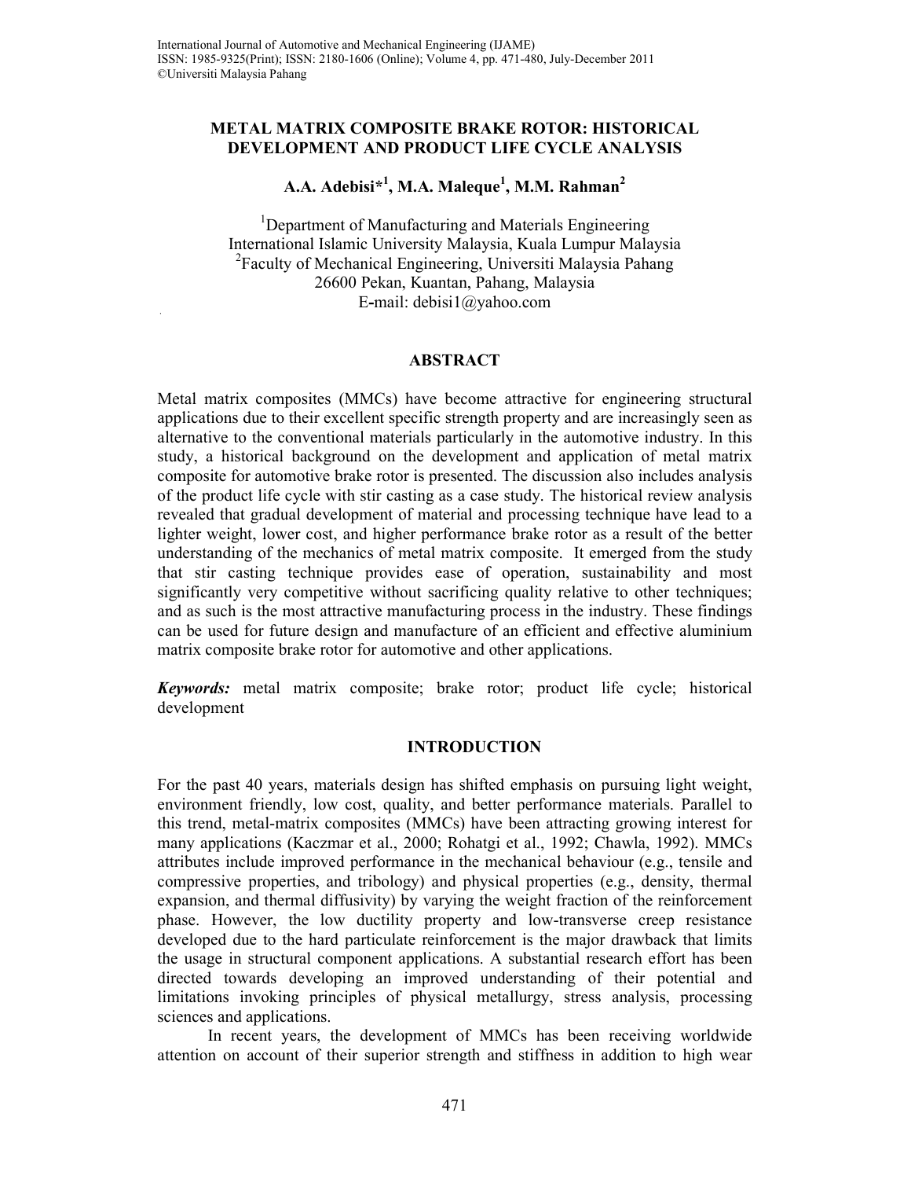# METAL MATRIX COMPOSITE BRAKE ROTOR: HISTORICAL DEVELOPMENT AND PRODUCT LIFE CYCLE ANALYSIS

**A.A. Adebisi*[1], M.A. Maleque[1], M.M. Rahman[2]**

[1]Department of Manufacturing and Materials Engineering
International Islamic University Malaysia, Kuala Lumpur Malaysia
[2]Faculty of Mechanical Engineering, Universiti Malaysia Pahang
26600 Pekan, Kuantan, Pahang, Malaysia
E-mail: debisi1@yahoo.com

## ABSTRACT

Metal matrix composites (MMCs) have become attractive for engineering structural applications due to their excellent specific strength property and are increasingly seen as alternative to the conventional materials particularly in the automotive industry. In this study, a historical background on the development and application of metal matrix composite for automotive brake rotor is presented. The discussion also includes analysis of the product life cycle with stir casting as a case study. The historical review analysis revealed that gradual development of material and processing technique have lead to a lighter weight, lower cost, and higher performance brake rotor as a result of the better understanding of the mechanics of metal matrix composite. It emerged from the study that stir casting technique provides ease of operation, sustainability and most significantly very competitive without sacrificing quality relative to other techniques; and as such is the most attractive manufacturing process in the industry. These findings can be used for future design and manufacture of an efficient and effective aluminium matrix composite brake rotor for automotive and other applications.

***Keywords:*** metal matrix composite; brake rotor; product life cycle; historical development

## INTRODUCTION

For the past 40 years, materials design has shifted emphasis on pursuing light weight, environment friendly, low cost, quality, and better performance materials. Parallel to this trend, metal-matrix composites (MMCs) have been attracting growing interest for many applications (Kaczmar et al., 2000; Rohatgi et al., 1992; Chawla, 1992). MMCs attributes include improved performance in the mechanical behaviour (e.g., tensile and compressive properties, and tribology) and physical properties (e.g., density, thermal expansion, and thermal diffusivity) by varying the weight fraction of the reinforcement phase. However, the low ductility property and low-transverse creep resistance developed due to the hard particulate reinforcement is the major drawback that limits the usage in structural component applications. A substantial research effort has been directed towards developing an improved understanding of their potential and limitations invoking principles of physical metallurgy, stress analysis, processing sciences and applications.

In recent years, the development of MMCs has been receiving worldwide attention on account of their superior strength and stiffness in addition to high wear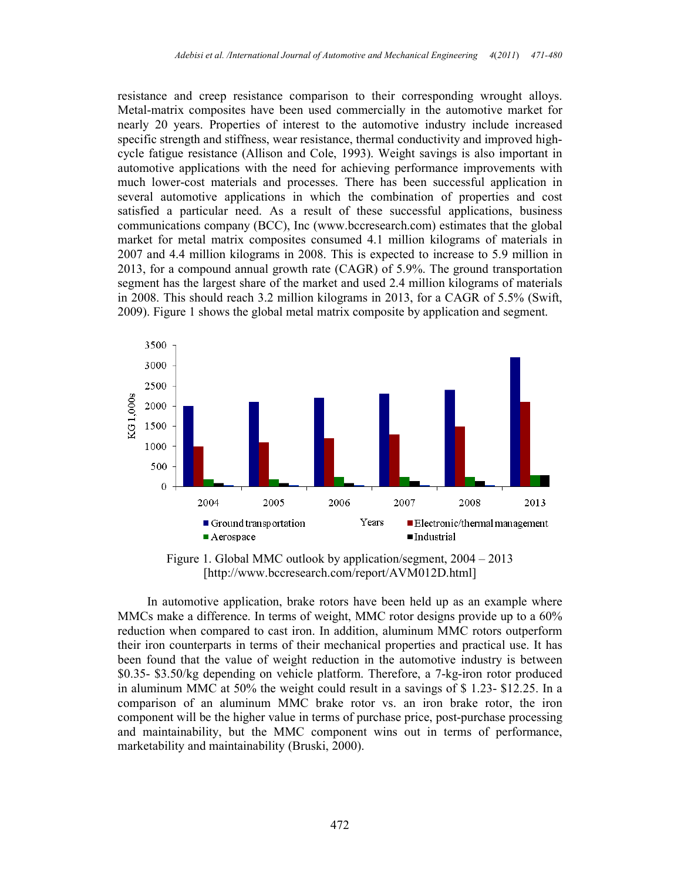resistance and creep resistance comparison to their corresponding wrought alloys. Metal-matrix composites have been used commercially in the automotive market for nearly 20 years. Properties of interest to the automotive industry include increased specific strength and stiffness, wear resistance, thermal conductivity and improved high-cycle fatigue resistance (Allison and Cole, 1993). Weight savings is also important in automotive applications with the need for achieving performance improvements with much lower-cost materials and processes. There has been successful application in several automotive applications in which the combination of properties and cost satisfied a particular need. As a result of these successful applications, business communications company (BCC), Inc (www.bccresearch.com) estimates that the global market for metal matrix composites consumed 4.1 million kilograms of materials in 2007 and 4.4 million kilograms in 2008. This is expected to increase to 5.9 million in 2013, for a compound annual growth rate (CAGR) of 5.9%. The ground transportation segment has the largest share of the market and used 2.4 million kilograms of materials in 2008. This should reach 3.2 million kilograms in 2013, for a CAGR of 5.5% (Swift, 2009). Figure 1 shows the global metal matrix composite by application and segment.

Figure 1. Global MMC outlook by application/segment, 2004 – 2013 [http://www.bccresearch.com/report/AVM012D.html]

In automotive application, brake rotors have been held up as an example where MMCs make a difference. In terms of weight, MMC rotor designs provide up to a 60% reduction when compared to cast iron. In addition, aluminum MMC rotors outperform their iron counterparts in terms of their mechanical properties and practical use. It has been found that the value of weight reduction in the automotive industry is between \$0.35- \$3.50/kg depending on vehicle platform. Therefore, a 7-kg-iron rotor produced in aluminum MMC at 50% the weight could result in a savings of \$ 1.23- \$12.25. In a comparison of an aluminum MMC brake rotor vs. an iron brake rotor, the iron component will be the higher value in terms of purchase price, post-purchase processing and maintainability, but the MMC component wins out in terms of performance, marketability and maintainability (Bruski, 2000).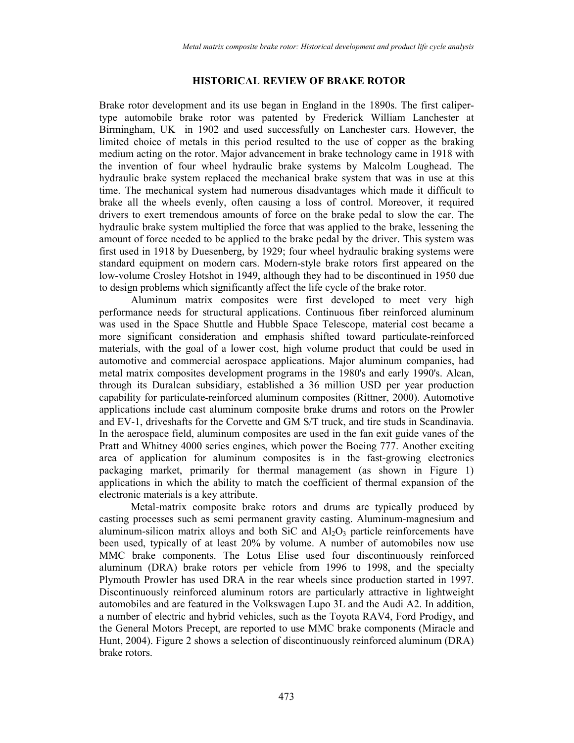## HISTORICAL REVIEW OF BRAKE ROTOR

Brake rotor development and its use began in England in the 1890s. The first caliper-type automobile brake rotor was patented by Frederick William Lanchester at Birmingham, UK in 1902 and used successfully on Lanchester cars. However, the limited choice of metals in this period resulted to the use of copper as the braking medium acting on the rotor. Major advancement in brake technology came in 1918 with the invention of four wheel hydraulic brake systems by Malcolm Loughead. The hydraulic brake system replaced the mechanical brake system that was in use at this time. The mechanical system had numerous disadvantages which made it difficult to brake all the wheels evenly, often causing a loss of control. Moreover, it required drivers to exert tremendous amounts of force on the brake pedal to slow the car. The hydraulic brake system multiplied the force that was applied to the brake, lessening the amount of force needed to be applied to the brake pedal by the driver. This system was first used in 1918 by Duesenberg, by 1929; four wheel hydraulic braking systems were standard equipment on modern cars. Modern-style brake rotors first appeared on the low-volume Crosley Hotshot in 1949, although they had to be discontinued in 1950 due to design problems which significantly affect the life cycle of the brake rotor.

Aluminum matrix composites were first developed to meet very high performance needs for structural applications. Continuous fiber reinforced aluminum was used in the Space Shuttle and Hubble Space Telescope, material cost became a more significant consideration and emphasis shifted toward particulate-reinforced materials, with the goal of a lower cost, high volume product that could be used in automotive and commercial aerospace applications. Major aluminum companies, had metal matrix composites development programs in the 1980's and early 1990's. Alcan, through its Duralcan subsidiary, established a 36 million USD per year production capability for particulate-reinforced aluminum composites (Rittner, 2000). Automotive applications include cast aluminum composite brake drums and rotors on the Prowler and EV-1, driveshafts for the Corvette and GM S/T truck, and tire studs in Scandinavia. In the aerospace field, aluminum composites are used in the fan exit guide vanes of the Pratt and Whitney 4000 series engines, which power the Boeing 777. Another exciting area of application for aluminum composites is in the fast-growing electronics packaging market, primarily for thermal management (as shown in Figure 1) applications in which the ability to match the coefficient of thermal expansion of the electronic materials is a key attribute.

Metal-matrix composite brake rotors and drums are typically produced by casting processes such as semi permanent gravity casting. Aluminum-magnesium and aluminum-silicon matrix alloys and both SiC and $Al_2O_3$ particle reinforcements have been used, typically of at least 20% by volume. A number of automobiles now use MMC brake components. The Lotus Elise used four discontinuously reinforced aluminum (DRA) brake rotors per vehicle from 1996 to 1998, and the specialty Plymouth Prowler has used DRA in the rear wheels since production started in 1997. Discontinuously reinforced aluminum rotors are particularly attractive in lightweight automobiles and are featured in the Volkswagen Lupo 3L and the Audi A2. In addition, a number of electric and hybrid vehicles, such as the Toyota RAV4, Ford Prodigy, and the General Motors Precept, are reported to use MMC brake components (Miracle and Hunt, 2004). Figure 2 shows a selection of discontinuously reinforced aluminum (DRA) brake rotors.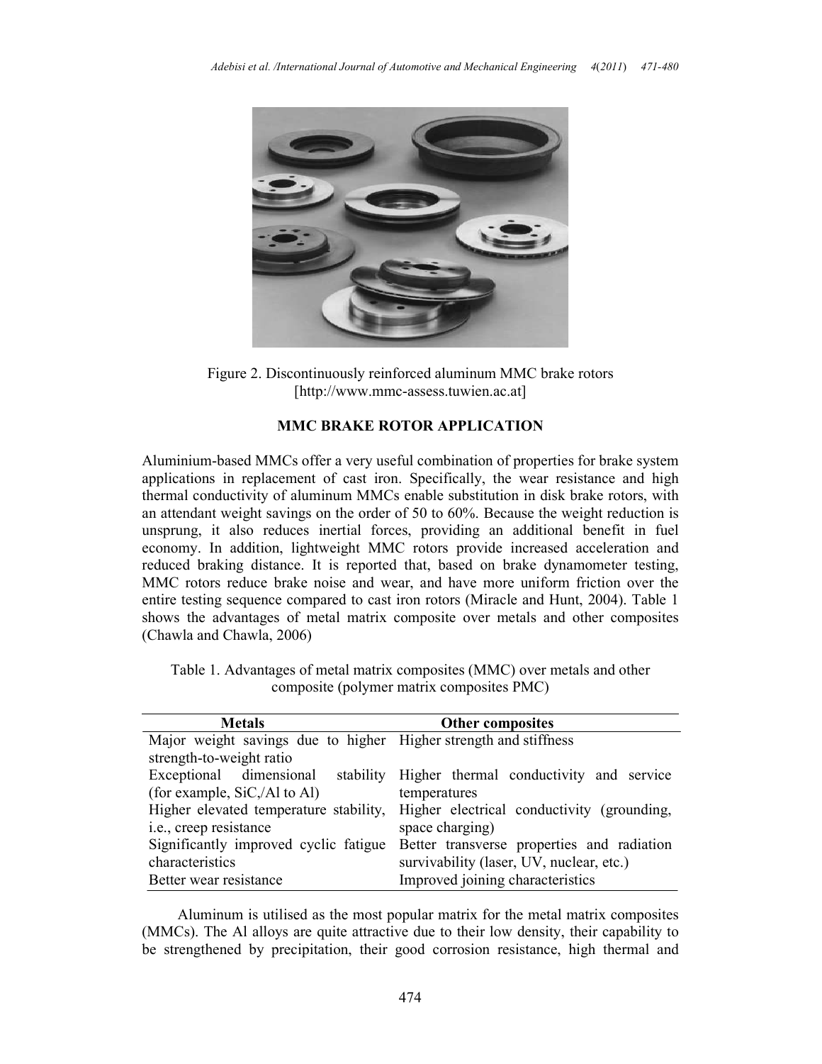Figure 2. Discontinuously reinforced aluminum MMC brake rotors [http://www.mmc-assess.tuwien.ac.at]

## MMC BRAKE ROTOR APPLICATION

Aluminium-based MMCs offer a very useful combination of properties for brake system applications in replacement of cast iron. Specifically, the wear resistance and high thermal conductivity of aluminum MMCs enable substitution in disk brake rotors, with an attendant weight savings on the order of 50 to 60%. Because the weight reduction is unsprung, it also reduces inertial forces, providing an additional benefit in fuel economy. In addition, lightweight MMC rotors provide increased acceleration and reduced braking distance. It is reported that, based on brake dynamometer testing, MMC rotors reduce brake noise and wear, and have more uniform friction over the entire testing sequence compared to cast iron rotors (Miracle and Hunt, 2004). Table 1 shows the advantages of metal matrix composite over metals and other composites (Chawla and Chawla, 2006)

Table 1. Advantages of metal matrix composites (MMC) over metals and other composite (polymer matrix composites PMC)

| Metals | Other composites |
|---|---|
| Major weight savings due to higher strength-to-weight ratio | Higher strength and stiffness |
| Exceptional dimensional stability (for example, SiC,/Al to Al) | Higher thermal conductivity and service temperatures |
| Higher elevated temperature stability, i.e., creep resistance | Higher electrical conductivity (grounding, space charging) |
| Significantly improved cyclic fatigue characteristics | Better transverse properties and radiation survivability (laser, UV, nuclear, etc.) |
| Better wear resistance | Improved joining characteristics |

Aluminum is utilised as the most popular matrix for the metal matrix composites (MMCs). The Al alloys are quite attractive due to their low density, their capability to be strengthened by precipitation, their good corrosion resistance, high thermal and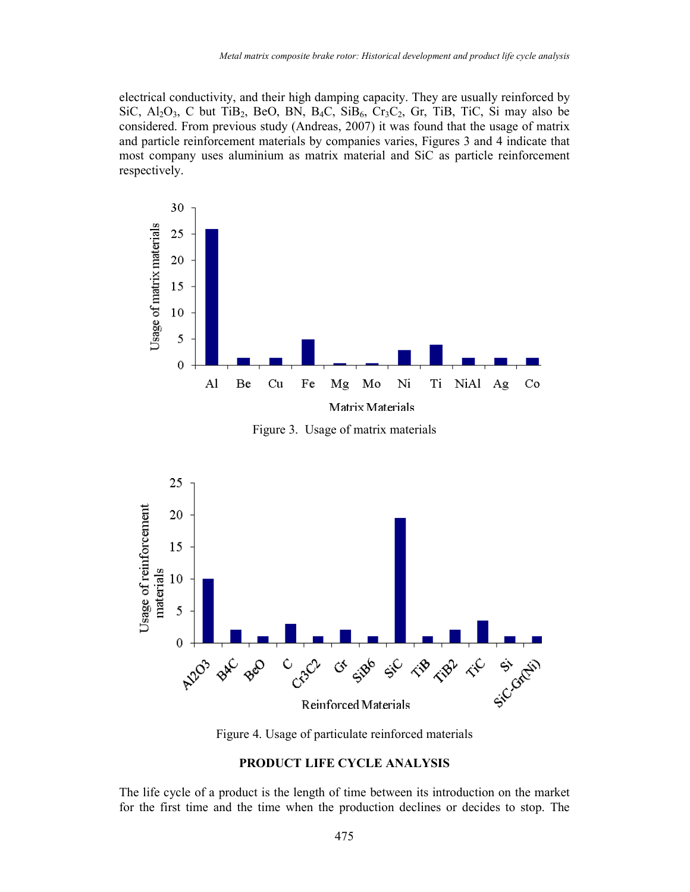electrical conductivity, and their high damping capacity. They are usually reinforced by SiC, $Al_2O_3$, C but $TiB_2$, BeO, BN, $B_4C$, $SiB_6$, $Cr_3C_2$, Gr, TiB, TiC, Si may also be considered. From previous study (Andreas, 2007) it was found that the usage of matrix and particle reinforcement materials by companies varies, Figures 3 and 4 indicate that most company uses aluminium as matrix material and SiC as particle reinforcement respectively.

Figure 3. Usage of matrix materials

Figure 4. Usage of particulate reinforced materials

## PRODUCT LIFE CYCLE ANALYSIS

The life cycle of a product is the length of time between its introduction on the market for the first time and the time when the production declines or decides to stop. The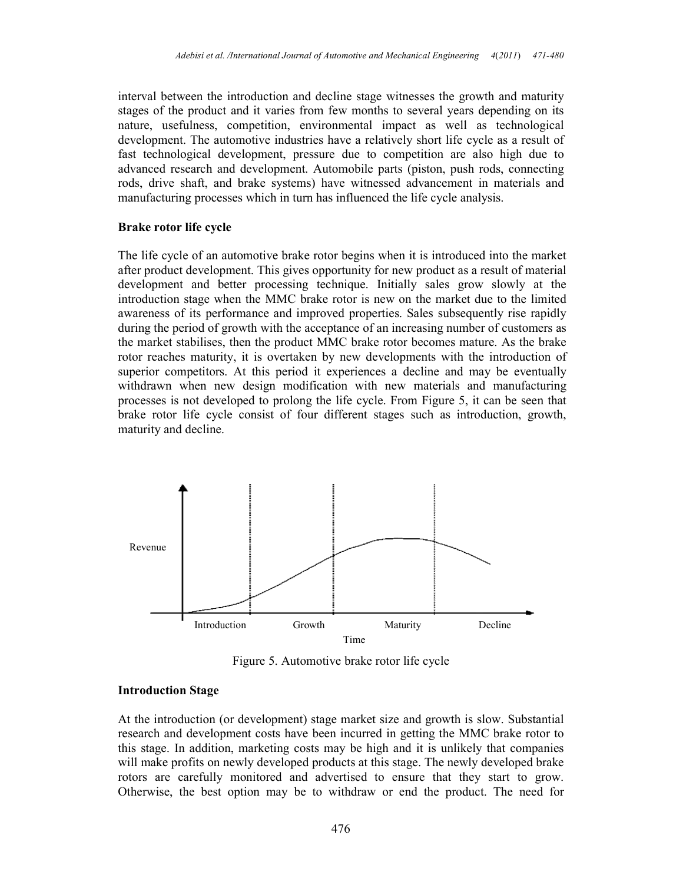interval between the introduction and decline stage witnesses the growth and maturity stages of the product and it varies from few months to several years depending on its nature, usefulness, competition, environmental impact as well as technological development. The automotive industries have a relatively short life cycle as a result of fast technological development, pressure due to competition are also high due to advanced research and development. Automobile parts (piston, push rods, connecting rods, drive shaft, and brake systems) have witnessed advancement in materials and manufacturing processes which in turn has influenced the life cycle analysis.

**Brake rotor life cycle**

The life cycle of an automotive brake rotor begins when it is introduced into the market after product development. This gives opportunity for new product as a result of material development and better processing technique. Initially sales grow slowly at the introduction stage when the MMC brake rotor is new on the market due to the limited awareness of its performance and improved properties. Sales subsequently rise rapidly during the period of growth with the acceptance of an increasing number of customers as the market stabilises, then the product MMC brake rotor becomes mature. As the brake rotor reaches maturity, it is overtaken by new developments with the introduction of superior competitors. At this period it experiences a decline and may be eventually withdrawn when new design modification with new materials and manufacturing processes is not developed to prolong the life cycle. From Figure 5, it can be seen that brake rotor life cycle consist of four different stages such as introduction, growth, maturity and decline.

Figure 5. Automotive brake rotor life cycle

**Introduction Stage**

At the introduction (or development) stage market size and growth is slow. Substantial research and development costs have been incurred in getting the MMC brake rotor to this stage. In addition, marketing costs may be high and it is unlikely that companies will make profits on newly developed products at this stage. The newly developed brake rotors are carefully monitored and advertised to ensure that they start to grow. Otherwise, the best option may be to withdraw or end the product. The need for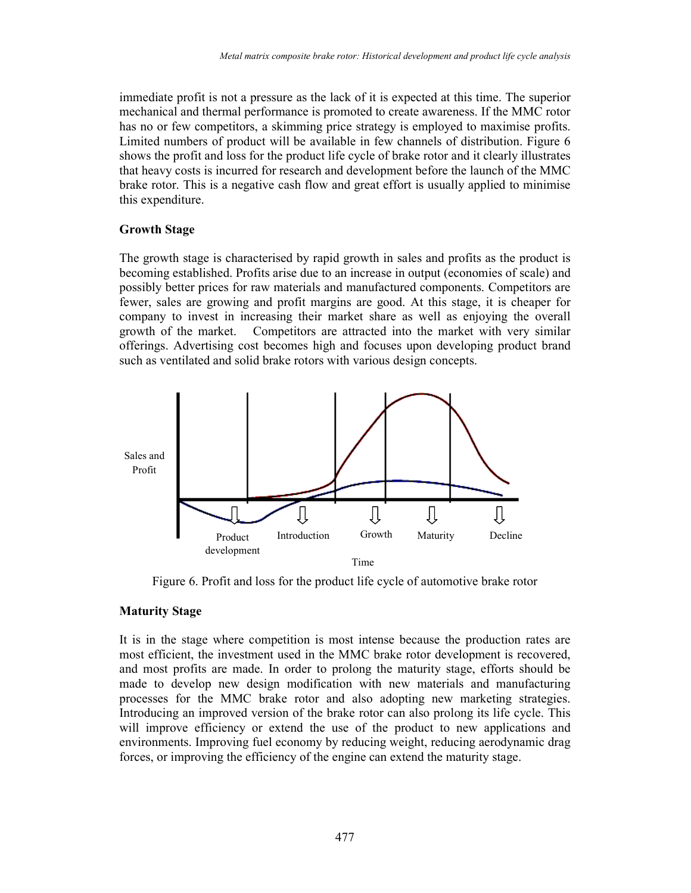immediate profit is not a pressure as the lack of it is expected at this time. The superior mechanical and thermal performance is promoted to create awareness. If the MMC rotor has no or few competitors, a skimming price strategy is employed to maximise profits. Limited numbers of product will be available in few channels of distribution. Figure 6 shows the profit and loss for the product life cycle of brake rotor and it clearly illustrates that heavy costs is incurred for research and development before the launch of the MMC brake rotor. This is a negative cash flow and great effort is usually applied to minimise this expenditure.

### Growth Stage

The growth stage is characterised by rapid growth in sales and profits as the product is becoming established. Profits arise due to an increase in output (economies of scale) and possibly better prices for raw materials and manufactured components. Competitors are fewer, sales are growing and profit margins are good. At this stage, it is cheaper for company to invest in increasing their market share as well as enjoying the overall growth of the market. Competitors are attracted into the market with very similar offerings. Advertising cost becomes high and focuses upon developing product brand such as ventilated and solid brake rotors with various design concepts.

Figure 6. Profit and loss for the product life cycle of automotive brake rotor

### Maturity Stage

It is in the stage where competition is most intense because the production rates are most efficient, the investment used in the MMC brake rotor development is recovered, and most profits are made. In order to prolong the maturity stage, efforts should be made to develop new design modification with new materials and manufacturing processes for the MMC brake rotor and also adopting new marketing strategies. Introducing an improved version of the brake rotor can also prolong its life cycle. This will improve efficiency or extend the use of the product to new applications and environments. Improving fuel economy by reducing weight, reducing aerodynamic drag forces, or improving the efficiency of the engine can extend the maturity stage.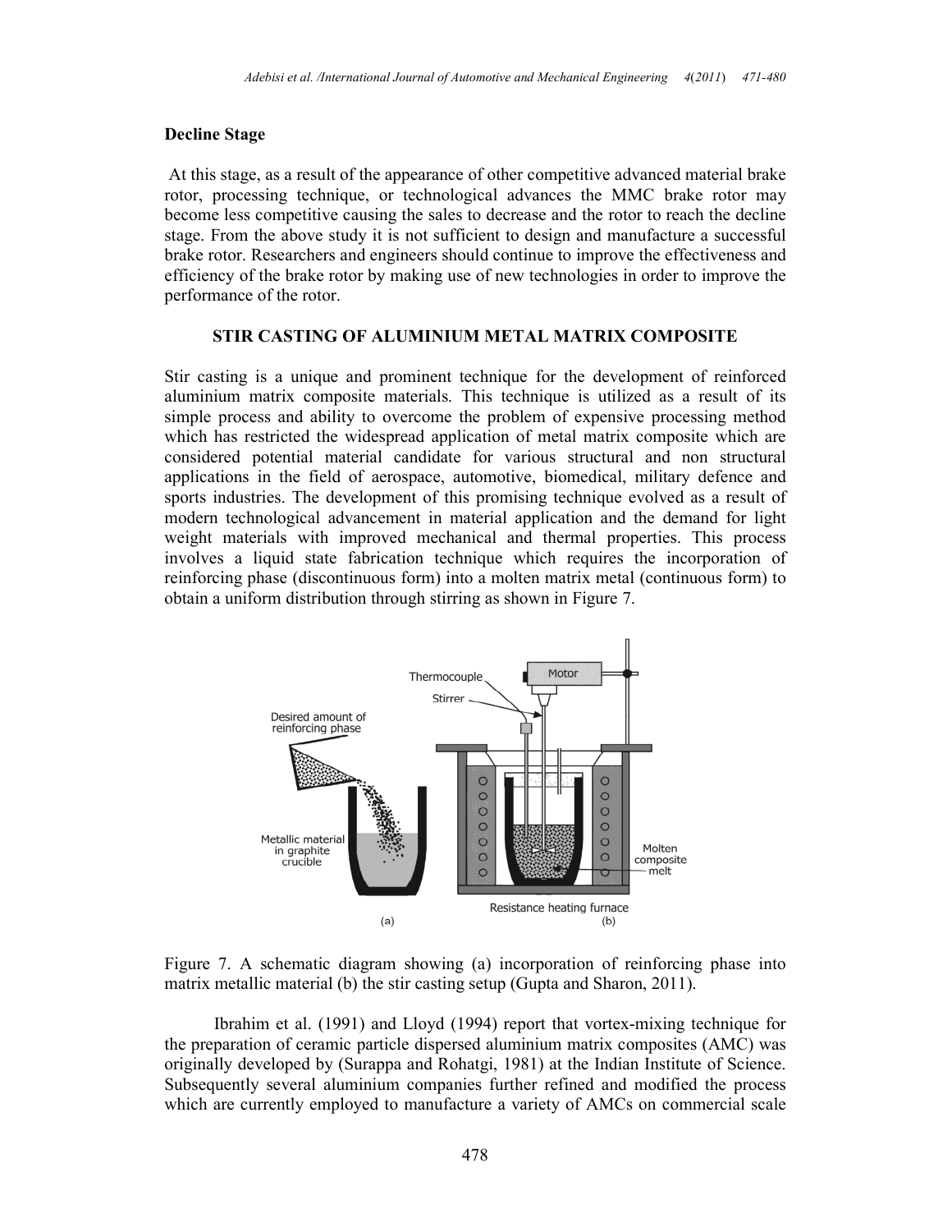### Decline Stage

At this stage, as a result of the appearance of other competitive advanced material brake rotor, processing technique, or technological advances the MMC brake rotor may become less competitive causing the sales to decrease and the rotor to reach the decline stage. From the above study it is not sufficient to design and manufacture a successful brake rotor. Researchers and engineers should continue to improve the effectiveness and efficiency of the brake rotor by making use of new technologies in order to improve the performance of the rotor.

## STIR CASTING OF ALUMINIUM METAL MATRIX COMPOSITE

Stir casting is a unique and prominent technique for the development of reinforced aluminium matrix composite materials. This technique is utilized as a result of its simple process and ability to overcome the problem of expensive processing method which has restricted the widespread application of metal matrix composite which are considered potential material candidate for various structural and non structural applications in the field of aerospace, automotive, biomedical, military defence and sports industries. The development of this promising technique evolved as a result of modern technological advancement in material application and the demand for light weight materials with improved mechanical and thermal properties. This process involves a liquid state fabrication technique which requires the incorporation of reinforcing phase (discontinuous form) into a molten matrix metal (continuous form) to obtain a uniform distribution through stirring as shown in Figure 7.

Figure 7. A schematic diagram showing (a) incorporation of reinforcing phase into matrix metallic material (b) the stir casting setup (Gupta and Sharon, 2011).

Ibrahim et al. (1991) and Lloyd (1994) report that vortex-mixing technique for the preparation of ceramic particle dispersed aluminium matrix composites (AMC) was originally developed by (Surappa and Rohatgi, 1981) at the Indian Institute of Science. Subsequently several aluminium companies further refined and modified the process which are currently employed to manufacture a variety of AMCs on commercial scale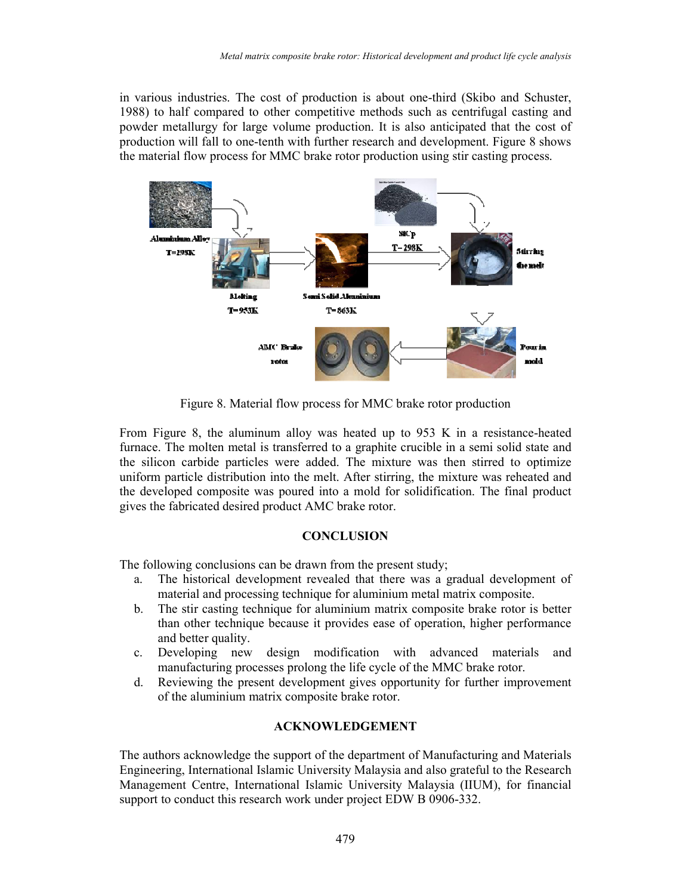in various industries. The cost of production is about one-third (Skibo and Schuster, 1988) to half compared to other competitive methods such as centrifugal casting and powder metallurgy for large volume production. It is also anticipated that the cost of production will fall to one-tenth with further research and development. Figure 8 shows the material flow process for MMC brake rotor production using stir casting process.

Figure 8. Material flow process for MMC brake rotor production

From Figure 8, the aluminum alloy was heated up to 953 K in a resistance-heated furnace. The molten metal is transferred to a graphite crucible in a semi solid state and the silicon carbide particles were added. The mixture was then stirred to optimize uniform particle distribution into the melt. After stirring, the mixture was reheated and the developed composite was poured into a mold for solidification. The final product gives the fabricated desired product AMC brake rotor.

## CONCLUSION

The following conclusions can be drawn from the present study;

a. The historical development revealed that there was a gradual development of material and processing technique for aluminium metal matrix composite.
b. The stir casting technique for aluminium matrix composite brake rotor is better than other technique because it provides ease of operation, higher performance and better quality.
c. Developing new design modification with advanced materials and manufacturing processes prolong the life cycle of the MMC brake rotor.
d. Reviewing the present development gives opportunity for further improvement of the aluminium matrix composite brake rotor.

## ACKNOWLEDGEMENT

The authors acknowledge the support of the department of Manufacturing and Materials Engineering, International Islamic University Malaysia and also grateful to the Research Management Centre, International Islamic University Malaysia (IIUM), for financial support to conduct this research work under project EDW B 0906-332.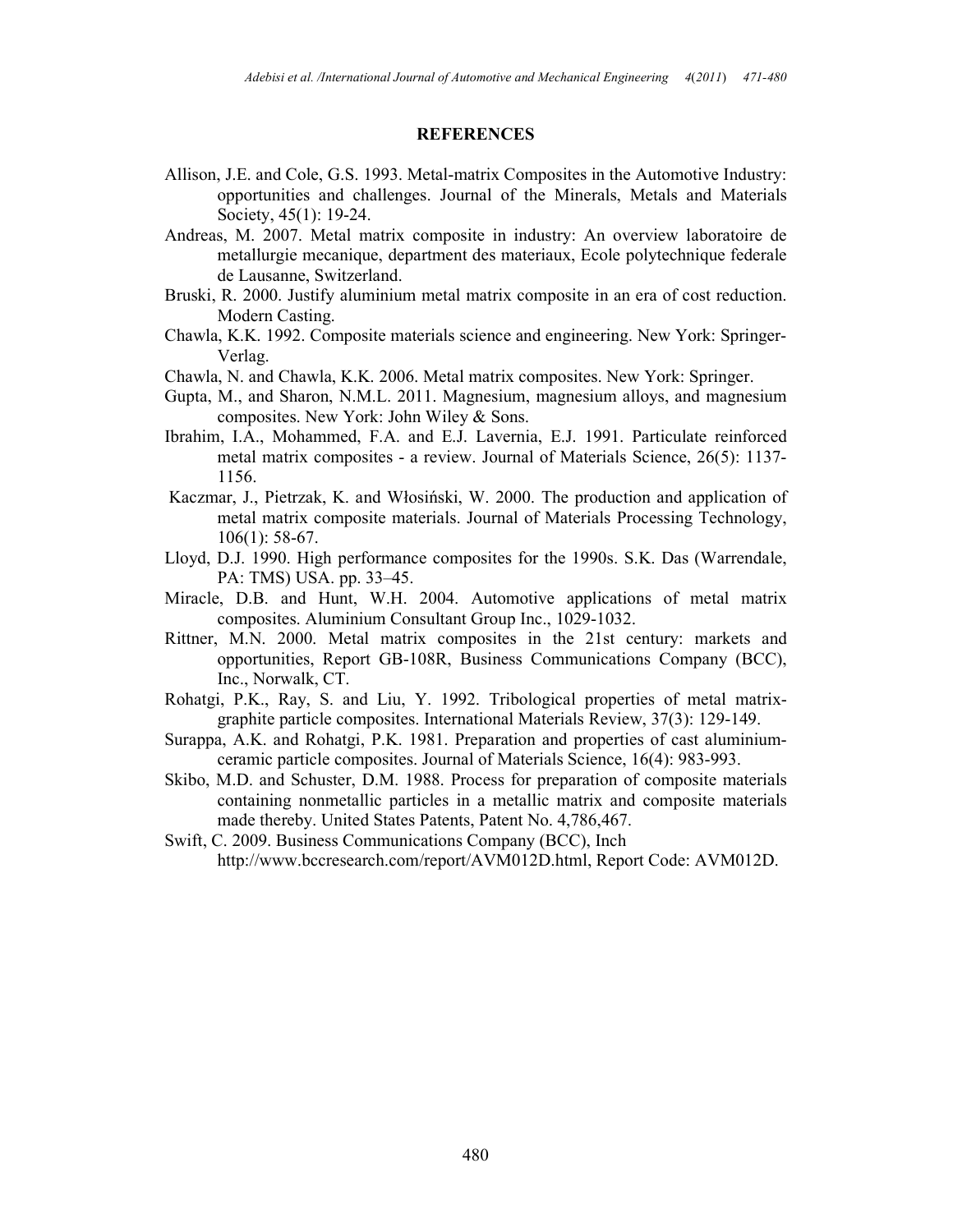## REFERENCES

Allison, J.E. and Cole, G.S. 1993. Metal-matrix Composites in the Automotive Industry: opportunities and challenges. Journal of the Minerals, Metals and Materials Society, 45(1): 19-24.

Andreas, M. 2007. Metal matrix composite in industry: An overview laboratoire de metallurgie mecanique, department des materiaux, Ecole polytechnique federale de Lausanne, Switzerland.

Bruski, R. 2000. Justify aluminium metal matrix composite in an era of cost reduction. Modern Casting.

Chawla, K.K. 1992. Composite materials science and engineering. New York: Springer-Verlag.

Chawla, N. and Chawla, K.K. 2006. Metal matrix composites. New York: Springer.

Gupta, M., and Sharon, N.M.L. 2011. Magnesium, magnesium alloys, and magnesium composites. New York: John Wiley & Sons.

Ibrahim, I.A., Mohammed, F.A. and E.J. Lavernia, E.J. 1991. Particulate reinforced metal matrix composites - a review. Journal of Materials Science, 26(5): 1137-1156.

Kaczmar, J., Pietrzak, K. and Włosiński, W. 2000. The production and application of metal matrix composite materials. Journal of Materials Processing Technology, 106(1): 58-67.

Lloyd, D.J. 1990. High performance composites for the 1990s. S.K. Das (Warrendale, PA: TMS) USA. pp. 33–45.

Miracle, D.B. and Hunt, W.H. 2004. Automotive applications of metal matrix composites. Aluminium Consultant Group Inc., 1029-1032.

Rittner, M.N. 2000. Metal matrix composites in the 21st century: markets and opportunities, Report GB-108R, Business Communications Company (BCC), Inc., Norwalk, CT.

Rohatgi, P.K., Ray, S. and Liu, Y. 1992. Tribological properties of metal matrix-graphite particle composites. International Materials Review, 37(3): 129-149.

Surappa, A.K. and Rohatgi, P.K. 1981. Preparation and properties of cast aluminium-ceramic particle composites. Journal of Materials Science, 16(4): 983-993.

Skibo, M.D. and Schuster, D.M. 1988. Process for preparation of composite materials containing nonmetallic particles in a metallic matrix and composite materials made thereby. United States Patents, Patent No. 4,786,467.

Swift, C. 2009. Business Communications Company (BCC), Inch http://www.bccresearch.com/report/AVM012D.html, Report Code: AVM012D.